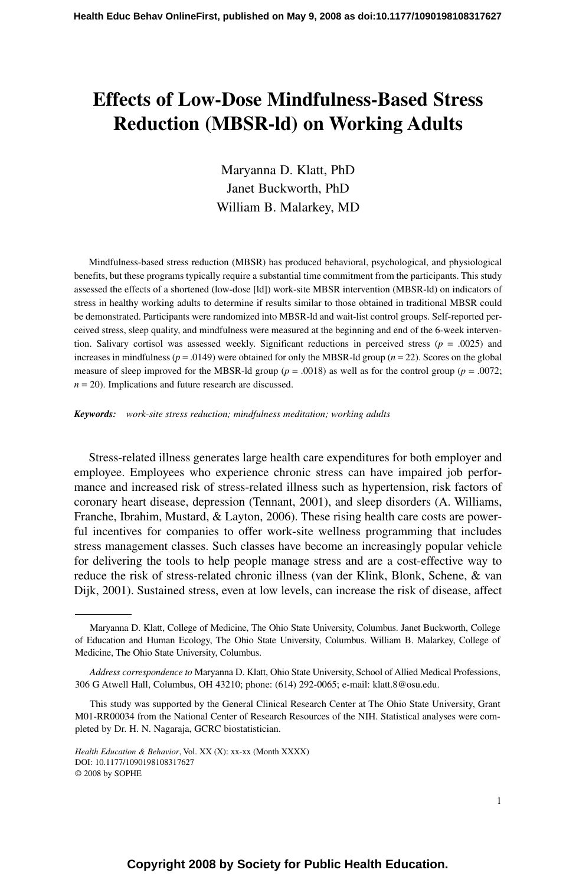# Effects of Low-Dose Mindfulness-Based Stress Reduction (MBSR-ld) on Working Adults

Maryanna D. Klatt, PhD
Janet Buckworth, PhD
William B. Malarkey, MD

Mindfulness-based stress reduction (MBSR) has produced behavioral, psychological, and physiological benefits, but these programs typically require a substantial time commitment from the participants. This study assessed the effects of a shortened (low-dose [ld]) work-site MBSR intervention (MBSR-ld) on indicators of stress in healthy working adults to determine if results similar to those obtained in traditional MBSR could be demonstrated. Participants were randomized into MBSR-ld and wait-list control groups. Self-reported perceived stress, sleep quality, and mindfulness were measured at the beginning and end of the 6-week intervention. Salivary cortisol was assessed weekly. Significant reductions in perceived stress ($p$ = .0025) and increases in mindfulness ($p$ = .0149) were obtained for only the MBSR-ld group ($n$ = 22). Scores on the global measure of sleep improved for the MBSR-ld group ($p$ = .0018) as well as for the control group ($p$ = .0072; $n$ = 20). Implications and future research are discussed.

***Keywords:*** *work-site stress reduction; mindfulness meditation; working adults*

Stress-related illness generates large health care expenditures for both employer and employee. Employees who experience chronic stress can have impaired job performance and increased risk of stress-related illness such as hypertension, risk factors of coronary heart disease, depression (Tennant, 2001), and sleep disorders (A. Williams, Franche, Ibrahim, Mustard, & Layton, 2006). These rising health care costs are powerful incentives for companies to offer work-site wellness programming that includes stress management classes. Such classes have become an increasingly popular vehicle for delivering the tools to help people manage stress and are a cost-effective way to reduce the risk of stress-related chronic illness (van der Klink, Blonk, Schene, & van Dijk, 2001). Sustained stress, even at low levels, can increase the risk of disease, affect

---

Maryanna D. Klatt, College of Medicine, The Ohio State University, Columbus. Janet Buckworth, College of Education and Human Ecology, The Ohio State University, Columbus. William B. Malarkey, College of Medicine, The Ohio State University, Columbus.

*Address correspondence to* Maryanna D. Klatt, Ohio State University, School of Allied Medical Professions, 306 G Atwell Hall, Columbus, OH 43210; phone: (614) 292-0065; e-mail: klatt.8@osu.edu.

This study was supported by the General Clinical Research Center at The Ohio State University, Grant M01-RR00034 from the National Center of Research Resources of the NIH. Statistical analyses were completed by Dr. H. N. Nagaraja, GCRC biostatistician.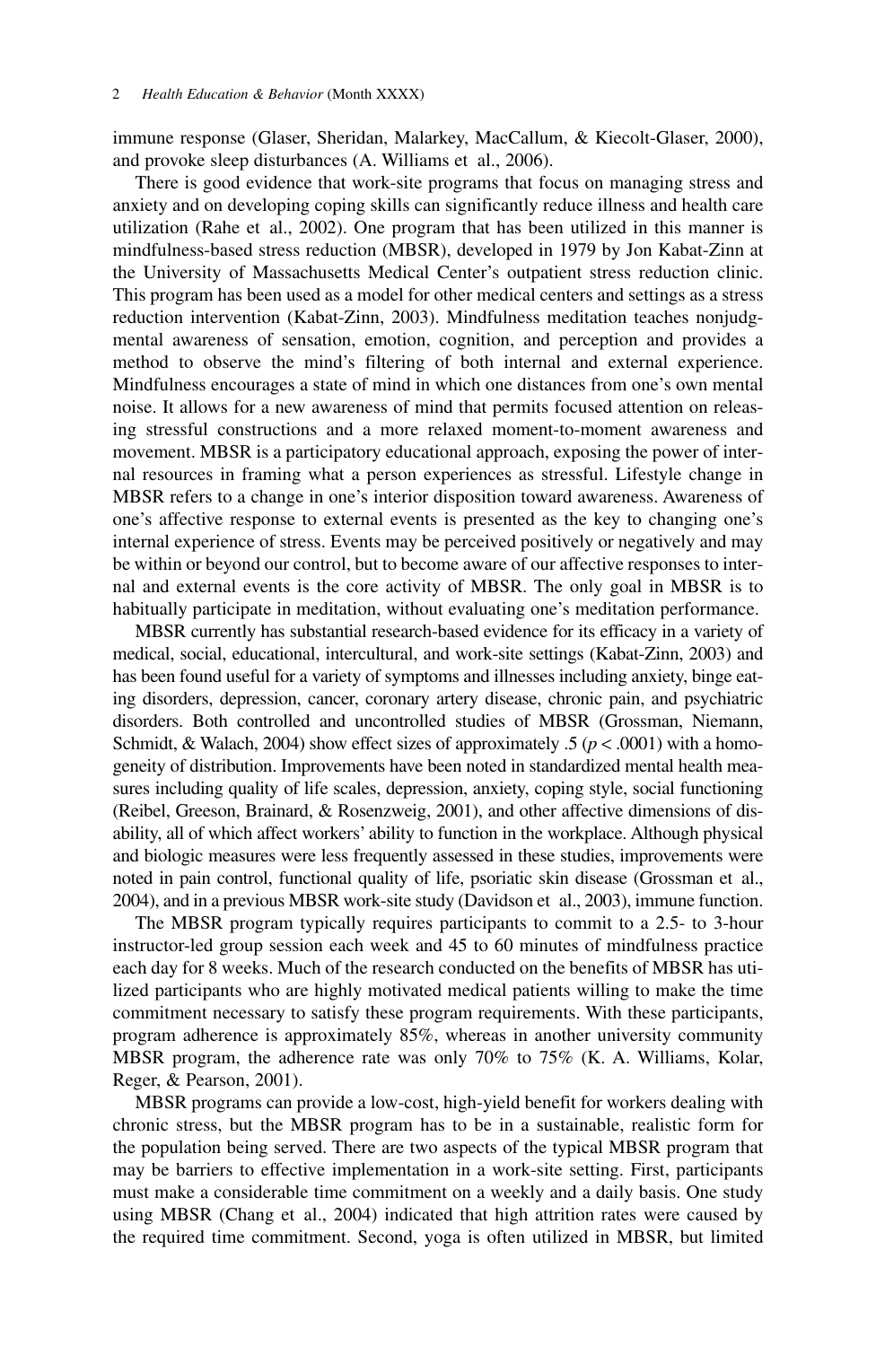immune response (Glaser, Sheridan, Malarkey, MacCallum, & Kiecolt-Glaser, 2000), and provoke sleep disturbances (A. Williams et al., 2006).

There is good evidence that work-site programs that focus on managing stress and anxiety and on developing coping skills can significantly reduce illness and health care utilization (Rahe et al., 2002). One program that has been utilized in this manner is mindfulness-based stress reduction (MBSR), developed in 1979 by Jon Kabat-Zinn at the University of Massachusetts Medical Center's outpatient stress reduction clinic. This program has been used as a model for other medical centers and settings as a stress reduction intervention (Kabat-Zinn, 2003). Mindfulness meditation teaches nonjudgmental awareness of sensation, emotion, cognition, and perception and provides a method to observe the mind's filtering of both internal and external experience. Mindfulness encourages a state of mind in which one distances from one's own mental noise. It allows for a new awareness of mind that permits focused attention on releasing stressful constructions and a more relaxed moment-to-moment awareness and movement. MBSR is a participatory educational approach, exposing the power of internal resources in framing what a person experiences as stressful. Lifestyle change in MBSR refers to a change in one's interior disposition toward awareness. Awareness of one's affective response to external events is presented as the key to changing one's internal experience of stress. Events may be perceived positively or negatively and may be within or beyond our control, but to become aware of our affective responses to internal and external events is the core activity of MBSR. The only goal in MBSR is to habitually participate in meditation, without evaluating one's meditation performance.

MBSR currently has substantial research-based evidence for its efficacy in a variety of medical, social, educational, intercultural, and work-site settings (Kabat-Zinn, 2003) and has been found useful for a variety of symptoms and illnesses including anxiety, binge eating disorders, depression, cancer, coronary artery disease, chronic pain, and psychiatric disorders. Both controlled and uncontrolled studies of MBSR (Grossman, Niemann, Schmidt, & Walach, 2004) show effect sizes of approximately .5 ($p < .0001$) with a homogeneity of distribution. Improvements have been noted in standardized mental health measures including quality of life scales, depression, anxiety, coping style, social functioning (Reibel, Greeson, Brainard, & Rosenzweig, 2001), and other affective dimensions of disability, all of which affect workers' ability to function in the workplace. Although physical and biologic measures were less frequently assessed in these studies, improvements were noted in pain control, functional quality of life, psoriatic skin disease (Grossman et al., 2004), and in a previous MBSR work-site study (Davidson et al., 2003), immune function.

The MBSR program typically requires participants to commit to a 2.5- to 3-hour instructor-led group session each week and 45 to 60 minutes of mindfulness practice each day for 8 weeks. Much of the research conducted on the benefits of MBSR has utilized participants who are highly motivated medical patients willing to make the time commitment necessary to satisfy these program requirements. With these participants, program adherence is approximately 85%, whereas in another university community MBSR program, the adherence rate was only 70% to 75% (K. A. Williams, Kolar, Reger, & Pearson, 2001).

MBSR programs can provide a low-cost, high-yield benefit for workers dealing with chronic stress, but the MBSR program has to be in a sustainable, realistic form for the population being served. There are two aspects of the typical MBSR program that may be barriers to effective implementation in a work-site setting. First, participants must make a considerable time commitment on a weekly and a daily basis. One study using MBSR (Chang et al., 2004) indicated that high attrition rates were caused by the required time commitment. Second, yoga is often utilized in MBSR, but limited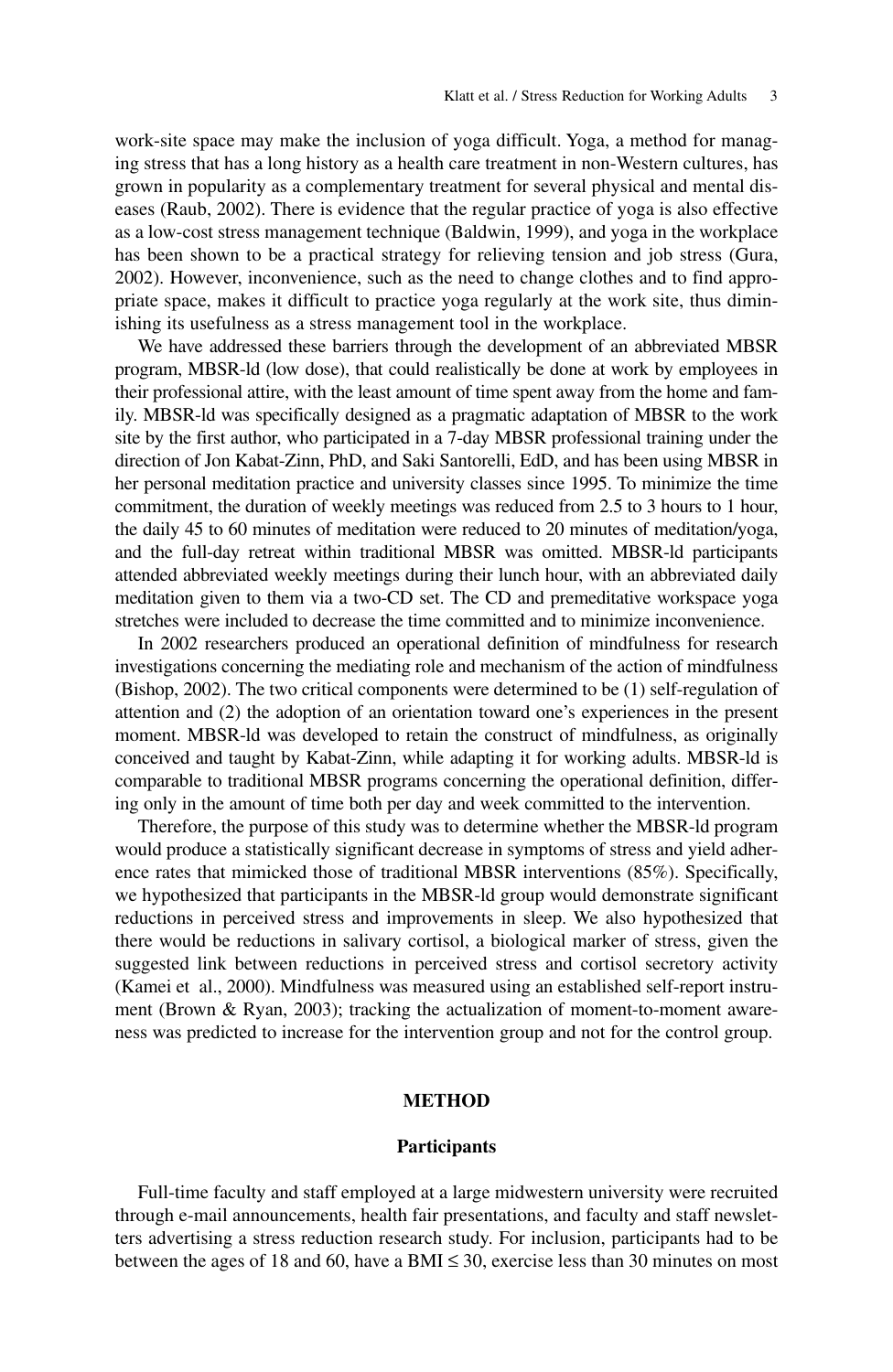work-site space may make the inclusion of yoga difficult. Yoga, a method for managing stress that has a long history as a health care treatment in non-Western cultures, has grown in popularity as a complementary treatment for several physical and mental diseases (Raub, 2002). There is evidence that the regular practice of yoga is also effective as a low-cost stress management technique (Baldwin, 1999), and yoga in the workplace has been shown to be a practical strategy for relieving tension and job stress (Gura, 2002). However, inconvenience, such as the need to change clothes and to find appropriate space, makes it difficult to practice yoga regularly at the work site, thus diminishing its usefulness as a stress management tool in the workplace.

We have addressed these barriers through the development of an abbreviated MBSR program, MBSR-ld (low dose), that could realistically be done at work by employees in their professional attire, with the least amount of time spent away from the home and family. MBSR-ld was specifically designed as a pragmatic adaptation of MBSR to the work site by the first author, who participated in a 7-day MBSR professional training under the direction of Jon Kabat-Zinn, PhD, and Saki Santorelli, EdD, and has been using MBSR in her personal meditation practice and university classes since 1995. To minimize the time commitment, the duration of weekly meetings was reduced from 2.5 to 3 hours to 1 hour, the daily 45 to 60 minutes of meditation were reduced to 20 minutes of meditation/yoga, and the full-day retreat within traditional MBSR was omitted. MBSR-ld participants attended abbreviated weekly meetings during their lunch hour, with an abbreviated daily meditation given to them via a two-CD set. The CD and premeditative workspace yoga stretches were included to decrease the time committed and to minimize inconvenience.

In 2002 researchers produced an operational definition of mindfulness for research investigations concerning the mediating role and mechanism of the action of mindfulness (Bishop, 2002). The two critical components were determined to be (1) self-regulation of attention and (2) the adoption of an orientation toward one's experiences in the present moment. MBSR-ld was developed to retain the construct of mindfulness, as originally conceived and taught by Kabat-Zinn, while adapting it for working adults. MBSR-ld is comparable to traditional MBSR programs concerning the operational definition, differing only in the amount of time both per day and week committed to the intervention.

Therefore, the purpose of this study was to determine whether the MBSR-ld program would produce a statistically significant decrease in symptoms of stress and yield adherence rates that mimicked those of traditional MBSR interventions (85%). Specifically, we hypothesized that participants in the MBSR-ld group would demonstrate significant reductions in perceived stress and improvements in sleep. We also hypothesized that there would be reductions in salivary cortisol, a biological marker of stress, given the suggested link between reductions in perceived stress and cortisol secretory activity (Kamei et al., 2000). Mindfulness was measured using an established self-report instrument (Brown & Ryan, 2003); tracking the actualization of moment-to-moment awareness was predicted to increase for the intervention group and not for the control group.

## METHOD

### Participants

Full-time faculty and staff employed at a large midwestern university were recruited through e-mail announcements, health fair presentations, and faculty and staff newsletters advertising a stress reduction research study. For inclusion, participants had to be between the ages of 18 and 60, have a BMI ≤ 30, exercise less than 30 minutes on most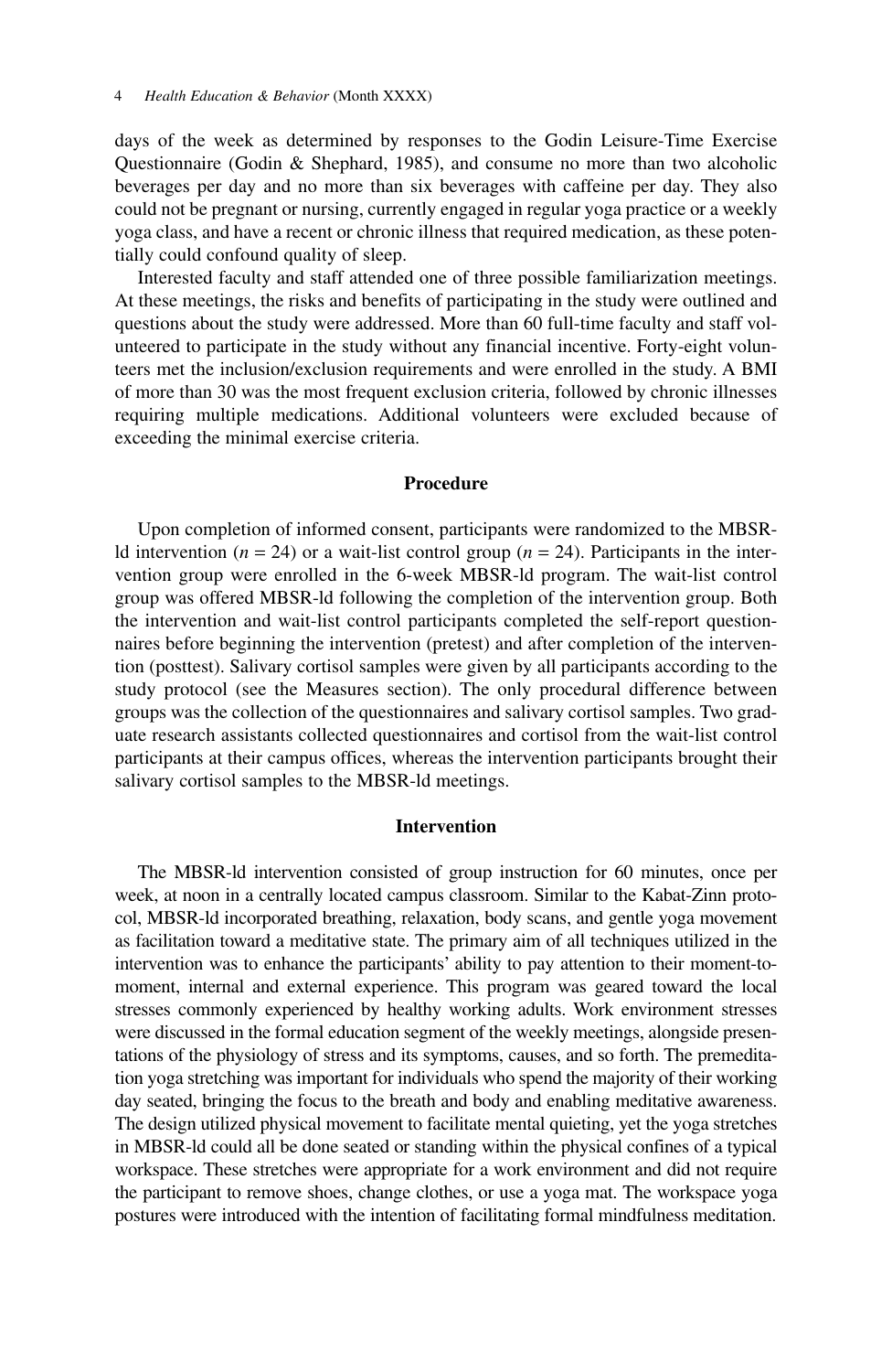days of the week as determined by responses to the Godin Leisure-Time Exercise Questionnaire (Godin & Shephard, 1985), and consume no more than two alcoholic beverages per day and no more than six beverages with caffeine per day. They also could not be pregnant or nursing, currently engaged in regular yoga practice or a weekly yoga class, and have a recent or chronic illness that required medication, as these potentially could confound quality of sleep.

Interested faculty and staff attended one of three possible familiarization meetings. At these meetings, the risks and benefits of participating in the study were outlined and questions about the study were addressed. More than 60 full-time faculty and staff volunteered to participate in the study without any financial incentive. Forty-eight volunteers met the inclusion/exclusion requirements and were enrolled in the study. A BMI of more than 30 was the most frequent exclusion criteria, followed by chronic illnesses requiring multiple medications. Additional volunteers were excluded because of exceeding the minimal exercise criteria.

## Procedure

Upon completion of informed consent, participants were randomized to the MBSR-ld intervention ($n = 24$) or a wait-list control group ($n = 24$). Participants in the intervention group were enrolled in the 6-week MBSR-ld program. The wait-list control group was offered MBSR-ld following the completion of the intervention group. Both the intervention and wait-list control participants completed the self-report questionnaires before beginning the intervention (pretest) and after completion of the intervention (posttest). Salivary cortisol samples were given by all participants according to the study protocol (see the Measures section). The only procedural difference between groups was the collection of the questionnaires and salivary cortisol samples. Two graduate research assistants collected questionnaires and cortisol from the wait-list control participants at their campus offices, whereas the intervention participants brought their salivary cortisol samples to the MBSR-ld meetings.

## Intervention

The MBSR-ld intervention consisted of group instruction for 60 minutes, once per week, at noon in a centrally located campus classroom. Similar to the Kabat-Zinn protocol, MBSR-ld incorporated breathing, relaxation, body scans, and gentle yoga movement as facilitation toward a meditative state. The primary aim of all techniques utilized in the intervention was to enhance the participants' ability to pay attention to their moment-to-moment, internal and external experience. This program was geared toward the local stresses commonly experienced by healthy working adults. Work environment stresses were discussed in the formal education segment of the weekly meetings, alongside presentations of the physiology of stress and its symptoms, causes, and so forth. The premeditation yoga stretching was important for individuals who spend the majority of their working day seated, bringing the focus to the breath and body and enabling meditative awareness. The design utilized physical movement to facilitate mental quieting, yet the yoga stretches in MBSR-ld could all be done seated or standing within the physical confines of a typical workspace. These stretches were appropriate for a work environment and did not require the participant to remove shoes, change clothes, or use a yoga mat. The workspace yoga postures were introduced with the intention of facilitating formal mindfulness meditation.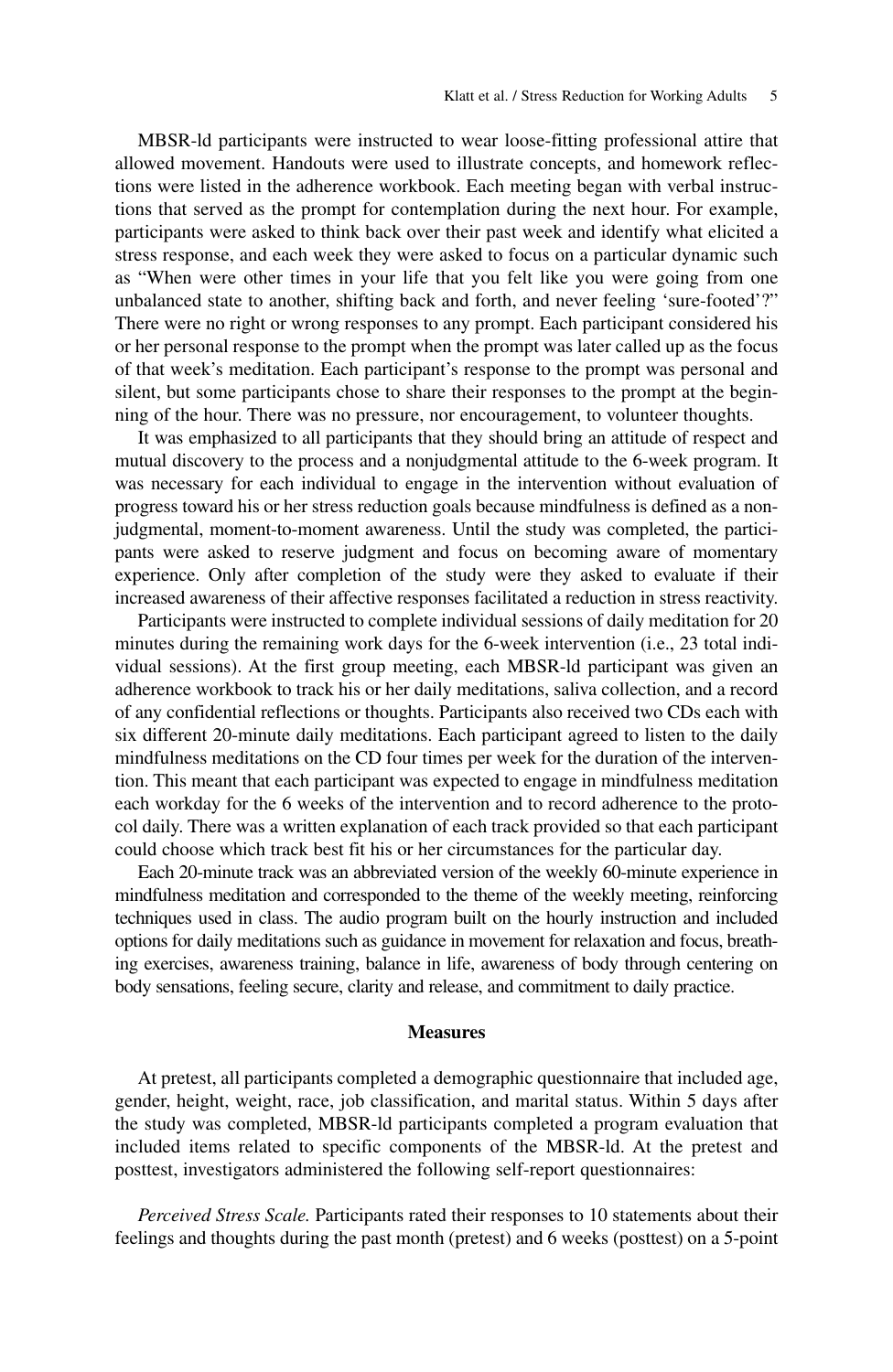MBSR-ld participants were instructed to wear loose-fitting professional attire that allowed movement. Handouts were used to illustrate concepts, and homework reflections were listed in the adherence workbook. Each meeting began with verbal instructions that served as the prompt for contemplation during the next hour. For example, participants were asked to think back over their past week and identify what elicited a stress response, and each week they were asked to focus on a particular dynamic such as "When were other times in your life that you felt like you were going from one unbalanced state to another, shifting back and forth, and never feeling 'sure-footed'?" There were no right or wrong responses to any prompt. Each participant considered his or her personal response to the prompt when the prompt was later called up as the focus of that week's meditation. Each participant's response to the prompt was personal and silent, but some participants chose to share their responses to the prompt at the beginning of the hour. There was no pressure, nor encouragement, to volunteer thoughts.

It was emphasized to all participants that they should bring an attitude of respect and mutual discovery to the process and a nonjudgmental attitude to the 6-week program. It was necessary for each individual to engage in the intervention without evaluation of progress toward his or her stress reduction goals because mindfulness is defined as a nonjudgmental, moment-to-moment awareness. Until the study was completed, the participants were asked to reserve judgment and focus on becoming aware of momentary experience. Only after completion of the study were they asked to evaluate if their increased awareness of their affective responses facilitated a reduction in stress reactivity.

Participants were instructed to complete individual sessions of daily meditation for 20 minutes during the remaining work days for the 6-week intervention (i.e., 23 total individual sessions). At the first group meeting, each MBSR-ld participant was given an adherence workbook to track his or her daily meditations, saliva collection, and a record of any confidential reflections or thoughts. Participants also received two CDs each with six different 20-minute daily meditations. Each participant agreed to listen to the daily mindfulness meditations on the CD four times per week for the duration of the intervention. This meant that each participant was expected to engage in mindfulness meditation each workday for the 6 weeks of the intervention and to record adherence to the protocol daily. There was a written explanation of each track provided so that each participant could choose which track best fit his or her circumstances for the particular day.

Each 20-minute track was an abbreviated version of the weekly 60-minute experience in mindfulness meditation and corresponded to the theme of the weekly meeting, reinforcing techniques used in class. The audio program built on the hourly instruction and included options for daily meditations such as guidance in movement for relaxation and focus, breathing exercises, awareness training, balance in life, awareness of body through centering on body sensations, feeling secure, clarity and release, and commitment to daily practice.

## Measures

At pretest, all participants completed a demographic questionnaire that included age, gender, height, weight, race, job classification, and marital status. Within 5 days after the study was completed, MBSR-ld participants completed a program evaluation that included items related to specific components of the MBSR-ld. At the pretest and posttest, investigators administered the following self-report questionnaires:

*Perceived Stress Scale.* Participants rated their responses to 10 statements about their feelings and thoughts during the past month (pretest) and 6 weeks (posttest) on a 5-point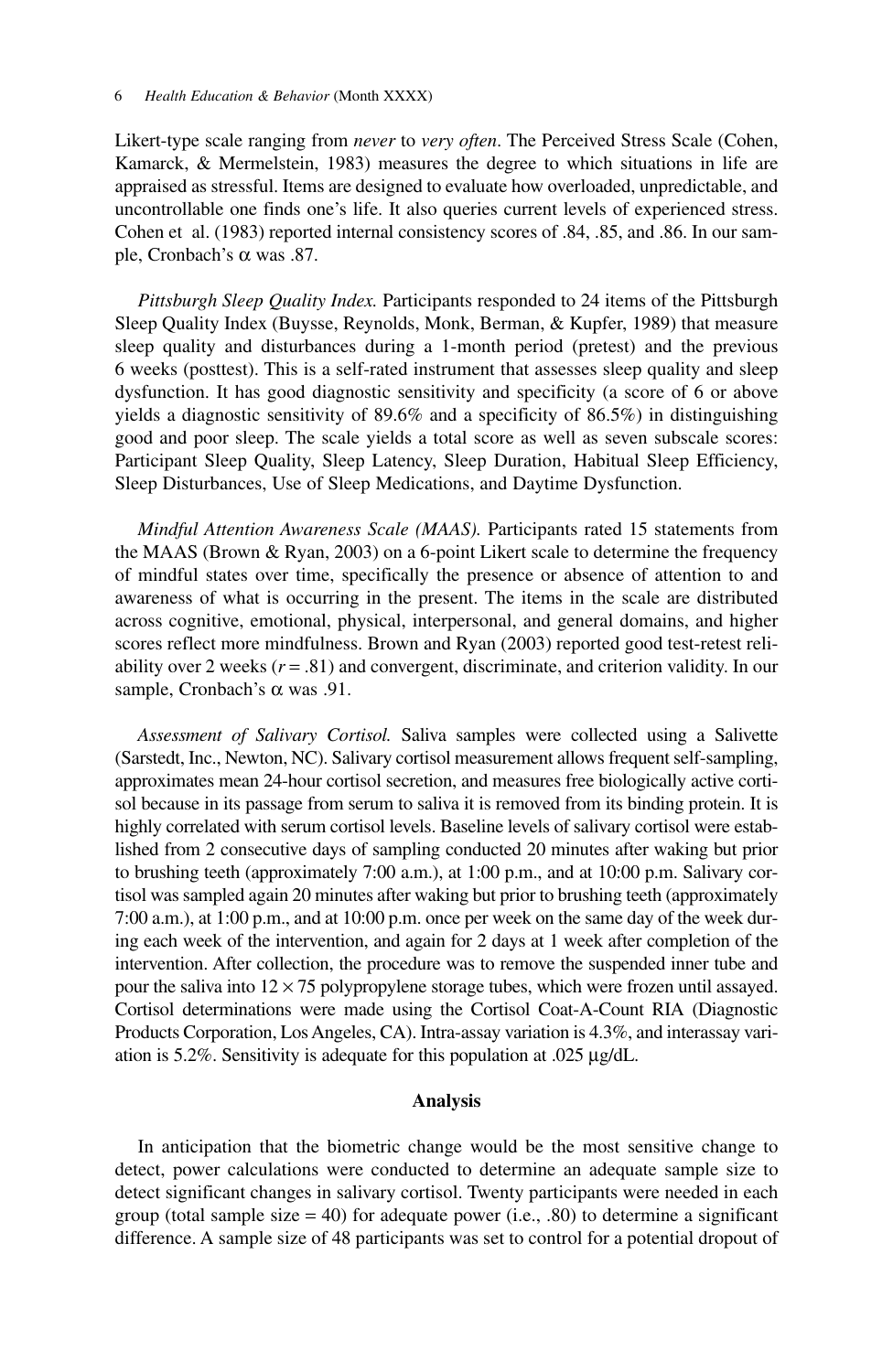Likert-type scale ranging from *never* to *very often*. The Perceived Stress Scale (Cohen, Kamarck, & Mermelstein, 1983) measures the degree to which situations in life are appraised as stressful. Items are designed to evaluate how overloaded, unpredictable, and uncontrollable one finds one's life. It also queries current levels of experienced stress. Cohen et al. (1983) reported internal consistency scores of .84, .85, and .86. In our sample, Cronbach's $\alpha$ was .87.

*Pittsburgh Sleep Quality Index.* Participants responded to 24 items of the Pittsburgh Sleep Quality Index (Buysse, Reynolds, Monk, Berman, & Kupfer, 1989) that measure sleep quality and disturbances during a 1-month period (pretest) and the previous 6 weeks (posttest). This is a self-rated instrument that assesses sleep quality and sleep dysfunction. It has good diagnostic sensitivity and specificity (a score of 6 or above yields a diagnostic sensitivity of 89.6% and a specificity of 86.5%) in distinguishing good and poor sleep. The scale yields a total score as well as seven subscale scores: Participant Sleep Quality, Sleep Latency, Sleep Duration, Habitual Sleep Efficiency, Sleep Disturbances, Use of Sleep Medications, and Daytime Dysfunction.

*Mindful Attention Awareness Scale (MAAS).* Participants rated 15 statements from the MAAS (Brown & Ryan, 2003) on a 6-point Likert scale to determine the frequency of mindful states over time, specifically the presence or absence of attention to and awareness of what is occurring in the present. The items in the scale are distributed across cognitive, emotional, physical, interpersonal, and general domains, and higher scores reflect more mindfulness. Brown and Ryan (2003) reported good test-retest reliability over 2 weeks ($r = .81$) and convergent, discriminate, and criterion validity. In our sample, Cronbach's $\alpha$ was .91.

*Assessment of Salivary Cortisol.* Saliva samples were collected using a Salivette (Sarstedt, Inc., Newton, NC). Salivary cortisol measurement allows frequent self-sampling, approximates mean 24-hour cortisol secretion, and measures free biologically active cortisol because in its passage from serum to saliva it is removed from its binding protein. It is highly correlated with serum cortisol levels. Baseline levels of salivary cortisol were established from 2 consecutive days of sampling conducted 20 minutes after waking but prior to brushing teeth (approximately 7:00 a.m.), at 1:00 p.m., and at 10:00 p.m. Salivary cortisol was sampled again 20 minutes after waking but prior to brushing teeth (approximately 7:00 a.m.), at 1:00 p.m., and at 10:00 p.m. once per week on the same day of the week during each week of the intervention, and again for 2 days at 1 week after completion of the intervention. After collection, the procedure was to remove the suspended inner tube and pour the saliva into $12 \times 75$ polypropylene storage tubes, which were frozen until assayed. Cortisol determinations were made using the Cortisol Coat-A-Count RIA (Diagnostic Products Corporation, Los Angeles, CA). Intra-assay variation is 4.3%, and interassay variation is 5.2%. Sensitivity is adequate for this population at .025 µg/dL.

## Analysis

In anticipation that the biometric change would be the most sensitive change to detect, power calculations were conducted to determine an adequate sample size to detect significant changes in salivary cortisol. Twenty participants were needed in each group (total sample size = 40) for adequate power (i.e., .80) to determine a significant difference. A sample size of 48 participants was set to control for a potential dropout of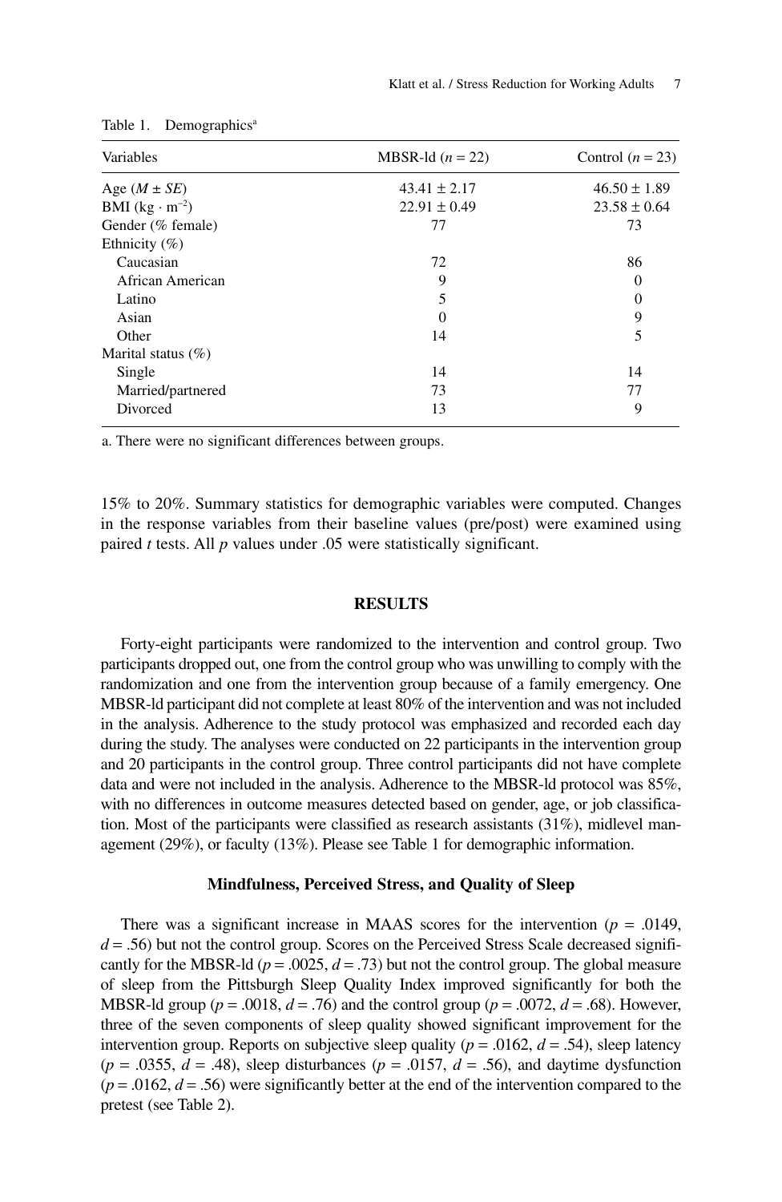Table 1. Demographics[a]

| Variables | MBSR-ld ($n$ = 22) | Control ($n$ = 23) |
|---|---|---|
| Age ($M \pm SE$) | 43.41 ± 2.17 | 46.50 ± 1.89 |
| BMI ($kg \cdot m^{-2}$) | 22.91 ± 0.49 | 23.58 ± 0.64 |
| Gender (% female) | 77 | 73 |
| Ethnicity (%) | | |
| Caucasian | 72 | 86 |
| African American | 9 | 0 |
| Latino | 5 | 0 |
| Asian | 0 | 9 |
| Other | 14 | 5 |
| Marital status (%) | | |
| Single | 14 | 14 |
| Married/partnered | 73 | 77 |
| Divorced | 13 | 9 |

a. There were no significant differences between groups.

15% to 20%. Summary statistics for demographic variables were computed. Changes in the response variables from their baseline values (pre/post) were examined using paired *t* tests. All *p* values under .05 were statistically significant.

## RESULTS

Forty-eight participants were randomized to the intervention and control group. Two participants dropped out, one from the control group who was unwilling to comply with the randomization and one from the intervention group because of a family emergency. One MBSR-ld participant did not complete at least 80% of the intervention and was not included in the analysis. Adherence to the study protocol was emphasized and recorded each day during the study. The analyses were conducted on 22 participants in the intervention group and 20 participants in the control group. Three control participants did not have complete data and were not included in the analysis. Adherence to the MBSR-ld protocol was 85%, with no differences in outcome measures detected based on gender, age, or job classification. Most of the participants were classified as research assistants (31%), midlevel management (29%), or faculty (13%). Please see Table 1 for demographic information.

### Mindfulness, Perceived Stress, and Quality of Sleep

There was a significant increase in MAAS scores for the intervention ($p$ = .0149, $d$ = .56) but not the control group. Scores on the Perceived Stress Scale decreased significantly for the MBSR-ld ($p$ = .0025, $d$ = .73) but not the control group. The global measure of sleep from the Pittsburgh Sleep Quality Index improved significantly for both the MBSR-ld group ($p$ = .0018, $d$ = .76) and the control group ($p$ = .0072, $d$ = .68). However, three of the seven components of sleep quality showed significant improvement for the intervention group. Reports on subjective sleep quality ($p$ = .0162, $d$ = .54), sleep latency ($p$ = .0355, $d$ = .48), sleep disturbances ($p$ = .0157, $d$ = .56), and daytime dysfunction ($p$ = .0162, $d$ = .56) were significantly better at the end of the intervention compared to the pretest (see Table 2).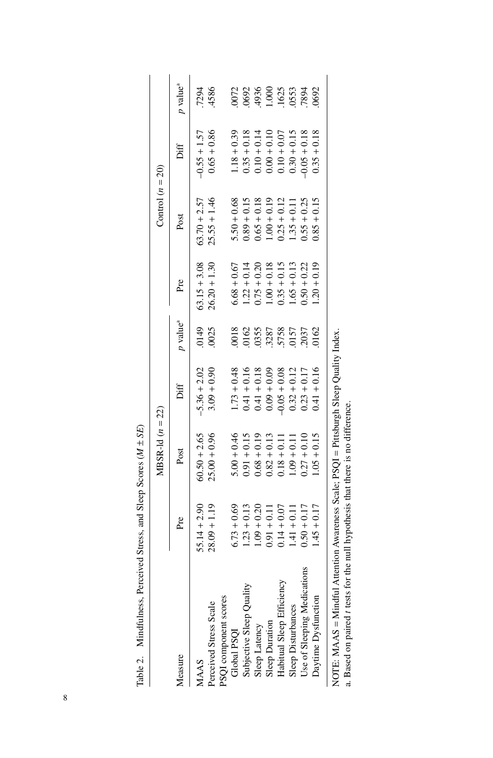Table 2. Mindfulness, Perceived Stress, and Sleep Scores ($M \pm SE$)

| Measure | MBSR-ld ($n = 22$) | | | | Control ($n = 20$) | | | |
|---|---|---|---|---|---|---|---|---|
| | Pre | Post | Diff | $p$ value[a] | Pre | Post | Diff | $p$ value[a] |
| MAAS | 55.14 + 2.90 | 60.50 + 2.65 | −5.36 + 2.02 | .0149 | 63.15 + 3.08 | 63.70 + 2.57 | −0.55 + 1.57 | .7294 |
| Perceived Stress Scale | 28.09 + 1.19 | 25.00 + 0.96 | 3.09 + 0.90 | .0025 | 26.20 + 1.30 | 25.55 + 1.46 | 0.65 + 0.86 | .4586 |
| PSQI component scores | | | | | | | | |
| Global PSQI | 6.73 + 0.69 | 5.00 + 0.46 | 1.73 + 0.48 | .0018 | 6.68 + 0.67 | 5.50 + 0.68 | 1.18 + 0.39 | .0072 |
| Subjective Sleep Quality | 1.23 + 0.13 | 0.91 + 0.15 | 0.41 + 0.16 | .0162 | 1.22 + 0.14 | 0.89 + 0.15 | 0.35 + 0.18 | .0692 |
| Sleep Latency | 1.09 + 0.20 | 0.68 + 0.19 | 0.41 + 0.18 | .0355 | 0.75 + 0.20 | 0.65 + 0.18 | 0.10 + 0.14 | .4936 |
| Sleep Duration | 0.91 + 0.11 | 0.82 + 0.13 | 0.09 + 0.09 | .3287 | 1.00 + 0.18 | 1.00 + 0.19 | 0.00 + 0.10 | 1.000 |
| Habitual Sleep Efficiency | 0.14 + 0.07 | 0.18 + 0.11 | −0.05 + 0.08 | .5758 | 0.35 + 0.15 | 0.25 + 0.12 | 0.10 + 0.07 | .1625 |
| Sleep Disturbances | 1.41 + 0.11 | 1.09 + 0.11 | 0.32 + 0.12 | .0157 | 1.65 + 0.13 | 1.35 + 0.11 | 0.30 + 0.15 | .0553 |
| Use of Sleeping Medications | 0.50 + 0.17 | 0.27 + 0.10 | 0.23 + 0.17 | .2037 | 0.50 + 0.22 | 0.55 + 0.25 | −0.05 + 0.18 | .7894 |
| Daytime Dysfunction | 1.45 + 0.17 | 1.05 + 0.15 | 0.41 + 0.16 | .0162 | 1.20 + 0.19 | 0.85 + 0.15 | 0.35 + 0.18 | .0692 |

NOTE: MAAS = Mindful Attention Awareness Scale; PSQI = Pittsburgh Sleep Quality Index.
a. Based on paired $t$ tests for the null hypothesis that there is no difference.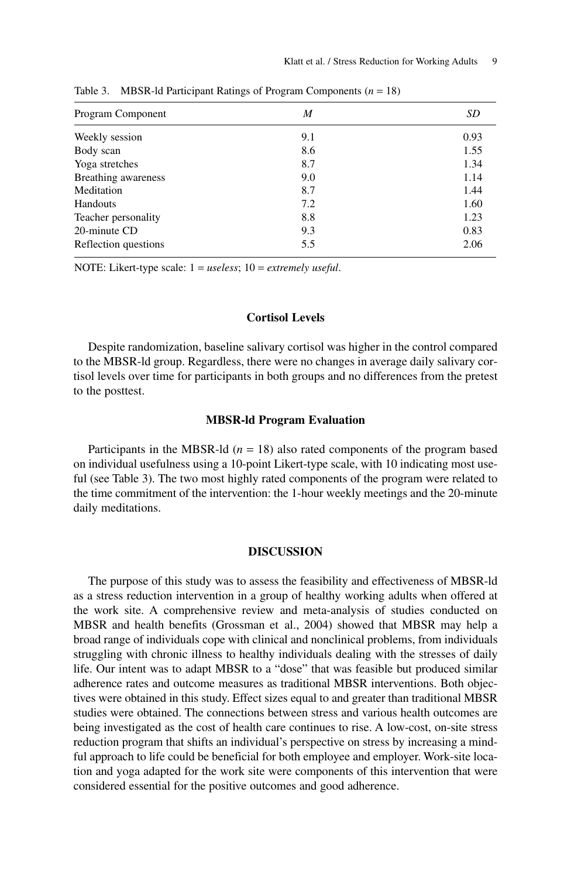Table 3. MBSR-ld Participant Ratings of Program Components ($n$ = 18)

| Program Component | *M* | *SD* |
|---|---|---|
| Weekly session | 9.1 | 0.93 |
| Body scan | 8.6 | 1.55 |
| Yoga stretches | 8.7 | 1.34 |
| Breathing awareness | 9.0 | 1.14 |
| Meditation | 8.7 | 1.44 |
| Handouts | 7.2 | 1.60 |
| Teacher personality | 8.8 | 1.23 |
| 20-minute CD | 9.3 | 0.83 |
| Reflection questions | 5.5 | 2.06 |

NOTE: Likert-type scale: 1 = *useless*; 10 = *extremely useful*.

### Cortisol Levels

Despite randomization, baseline salivary cortisol was higher in the control compared to the MBSR-ld group. Regardless, there were no changes in average daily salivary cortisol levels over time for participants in both groups and no differences from the pretest to the posttest.

### MBSR-ld Program Evaluation

Participants in the MBSR-ld ($n$ = 18) also rated components of the program based on individual usefulness using a 10-point Likert-type scale, with 10 indicating most useful (see Table 3). The two most highly rated components of the program were related to the time commitment of the intervention: the 1-hour weekly meetings and the 20-minute daily meditations.

## DISCUSSION

The purpose of this study was to assess the feasibility and effectiveness of MBSR-ld as a stress reduction intervention in a group of healthy working adults when offered at the work site. A comprehensive review and meta-analysis of studies conducted on MBSR and health benefits (Grossman et al., 2004) showed that MBSR may help a broad range of individuals cope with clinical and nonclinical problems, from individuals struggling with chronic illness to healthy individuals dealing with the stresses of daily life. Our intent was to adapt MBSR to a "dose" that was feasible but produced similar adherence rates and outcome measures as traditional MBSR interventions. Both objectives were obtained in this study. Effect sizes equal to and greater than traditional MBSR studies were obtained. The connections between stress and various health outcomes are being investigated as the cost of health care continues to rise. A low-cost, on-site stress reduction program that shifts an individual's perspective on stress by increasing a mindful approach to life could be beneficial for both employee and employer. Work-site location and yoga adapted for the work site were components of this intervention that were considered essential for the positive outcomes and good adherence.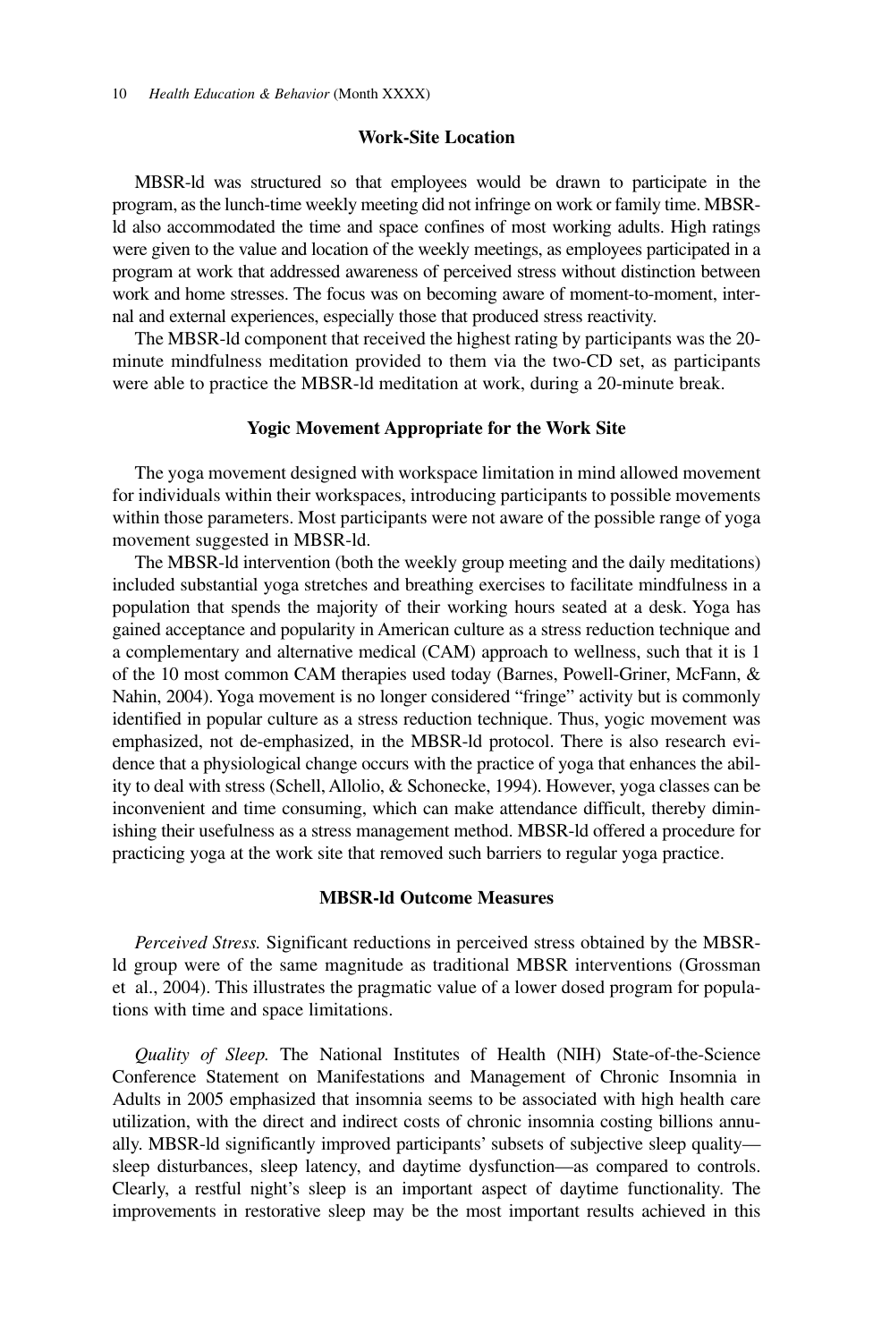## Work-Site Location

MBSR-ld was structured so that employees would be drawn to participate in the program, as the lunch-time weekly meeting did not infringe on work or family time. MBSR-ld also accommodated the time and space confines of most working adults. High ratings were given to the value and location of the weekly meetings, as employees participated in a program at work that addressed awareness of perceived stress without distinction between work and home stresses. The focus was on becoming aware of moment-to-moment, internal and external experiences, especially those that produced stress reactivity.

The MBSR-ld component that received the highest rating by participants was the 20-minute mindfulness meditation provided to them via the two-CD set, as participants were able to practice the MBSR-ld meditation at work, during a 20-minute break.

## Yogic Movement Appropriate for the Work Site

The yoga movement designed with workspace limitation in mind allowed movement for individuals within their workspaces, introducing participants to possible movements within those parameters. Most participants were not aware of the possible range of yoga movement suggested in MBSR-ld.

The MBSR-ld intervention (both the weekly group meeting and the daily meditations) included substantial yoga stretches and breathing exercises to facilitate mindfulness in a population that spends the majority of their working hours seated at a desk. Yoga has gained acceptance and popularity in American culture as a stress reduction technique and a complementary and alternative medical (CAM) approach to wellness, such that it is 1 of the 10 most common CAM therapies used today (Barnes, Powell-Griner, McFann, & Nahin, 2004). Yoga movement is no longer considered "fringe" activity but is commonly identified in popular culture as a stress reduction technique. Thus, yogic movement was emphasized, not de-emphasized, in the MBSR-ld protocol. There is also research evidence that a physiological change occurs with the practice of yoga that enhances the ability to deal with stress (Schell, Allolio, & Schonecke, 1994). However, yoga classes can be inconvenient and time consuming, which can make attendance difficult, thereby diminishing their usefulness as a stress management method. MBSR-ld offered a procedure for practicing yoga at the work site that removed such barriers to regular yoga practice.

## MBSR-ld Outcome Measures

*Perceived Stress.* Significant reductions in perceived stress obtained by the MBSR-ld group were of the same magnitude as traditional MBSR interventions (Grossman et al., 2004). This illustrates the pragmatic value of a lower dosed program for populations with time and space limitations.

*Quality of Sleep.* The National Institutes of Health (NIH) State-of-the-Science Conference Statement on Manifestations and Management of Chronic Insomnia in Adults in 2005 emphasized that insomnia seems to be associated with high health care utilization, with the direct and indirect costs of chronic insomnia costing billions annually. MBSR-ld significantly improved participants' subsets of subjective sleep quality—sleep disturbances, sleep latency, and daytime dysfunction—as compared to controls. Clearly, a restful night's sleep is an important aspect of daytime functionality. The improvements in restorative sleep may be the most important results achieved in this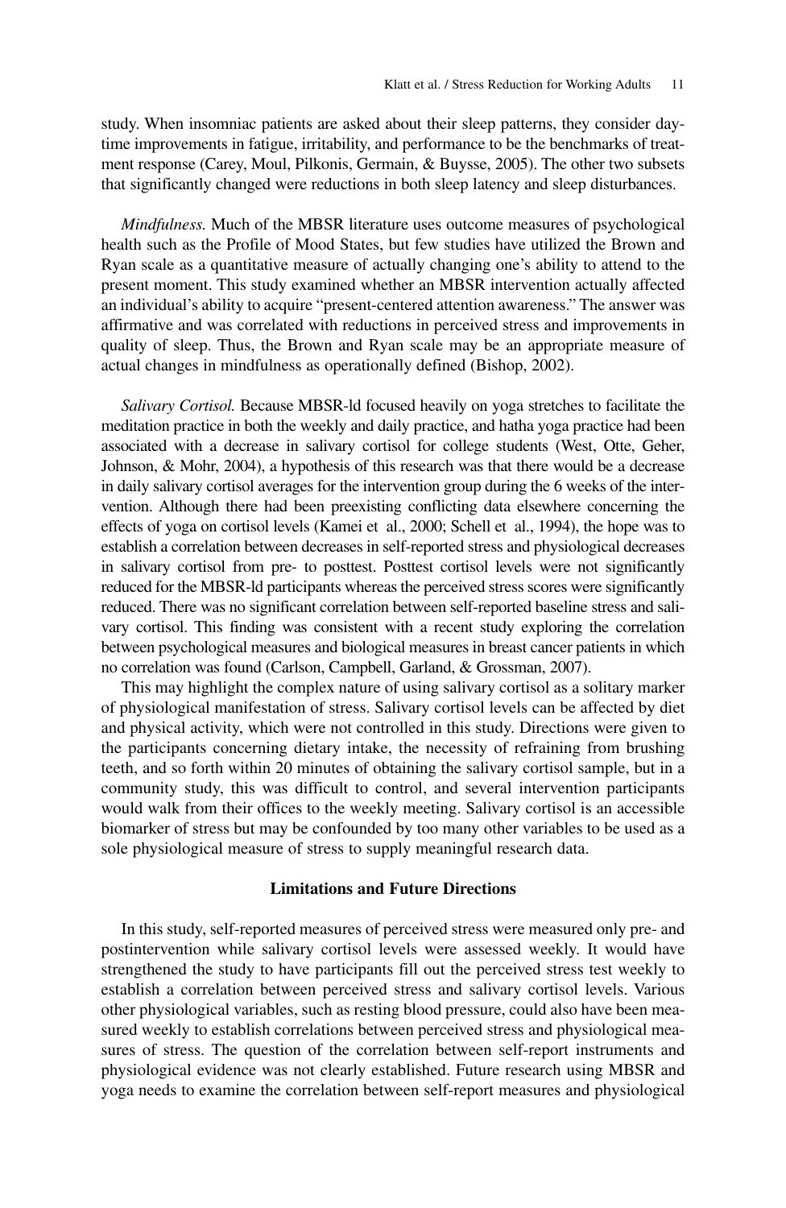study. When insomniac patients are asked about their sleep patterns, they consider daytime improvements in fatigue, irritability, and performance to be the benchmarks of treatment response (Carey, Moul, Pilkonis, Germain, & Buysse, 2005). The other two subsets that significantly changed were reductions in both sleep latency and sleep disturbances.

*Mindfulness.* Much of the MBSR literature uses outcome measures of psychological health such as the Profile of Mood States, but few studies have utilized the Brown and Ryan scale as a quantitative measure of actually changing one's ability to attend to the present moment. This study examined whether an MBSR intervention actually affected an individual's ability to acquire "present-centered attention awareness." The answer was affirmative and was correlated with reductions in perceived stress and improvements in quality of sleep. Thus, the Brown and Ryan scale may be an appropriate measure of actual changes in mindfulness as operationally defined (Bishop, 2002).

*Salivary Cortisol.* Because MBSR-ld focused heavily on yoga stretches to facilitate the meditation practice in both the weekly and daily practice, and hatha yoga practice had been associated with a decrease in salivary cortisol for college students (West, Otte, Geher, Johnson, & Mohr, 2004), a hypothesis of this research was that there would be a decrease in daily salivary cortisol averages for the intervention group during the 6 weeks of the intervention. Although there had been preexisting conflicting data elsewhere concerning the effects of yoga on cortisol levels (Kamei et al., 2000; Schell et al., 1994), the hope was to establish a correlation between decreases in self-reported stress and physiological decreases in salivary cortisol from pre- to posttest. Posttest cortisol levels were not significantly reduced for the MBSR-ld participants whereas the perceived stress scores were significantly reduced. There was no significant correlation between self-reported baseline stress and salivary cortisol. This finding was consistent with a recent study exploring the correlation between psychological measures and biological measures in breast cancer patients in which no correlation was found (Carlson, Campbell, Garland, & Grossman, 2007).

This may highlight the complex nature of using salivary cortisol as a solitary marker of physiological manifestation of stress. Salivary cortisol levels can be affected by diet and physical activity, which were not controlled in this study. Directions were given to the participants concerning dietary intake, the necessity of refraining from brushing teeth, and so forth within 20 minutes of obtaining the salivary cortisol sample, but in a community study, this was difficult to control, and several intervention participants would walk from their offices to the weekly meeting. Salivary cortisol is an accessible biomarker of stress but may be confounded by too many other variables to be used as a sole physiological measure of stress to supply meaningful research data.

## Limitations and Future Directions

In this study, self-reported measures of perceived stress were measured only pre- and postintervention while salivary cortisol levels were assessed weekly. It would have strengthened the study to have participants fill out the perceived stress test weekly to establish a correlation between perceived stress and salivary cortisol levels. Various other physiological variables, such as resting blood pressure, could also have been measured weekly to establish correlations between perceived stress and physiological measures of stress. The question of the correlation between self-report instruments and physiological evidence was not clearly established. Future research using MBSR and yoga needs to examine the correlation between self-report measures and physiological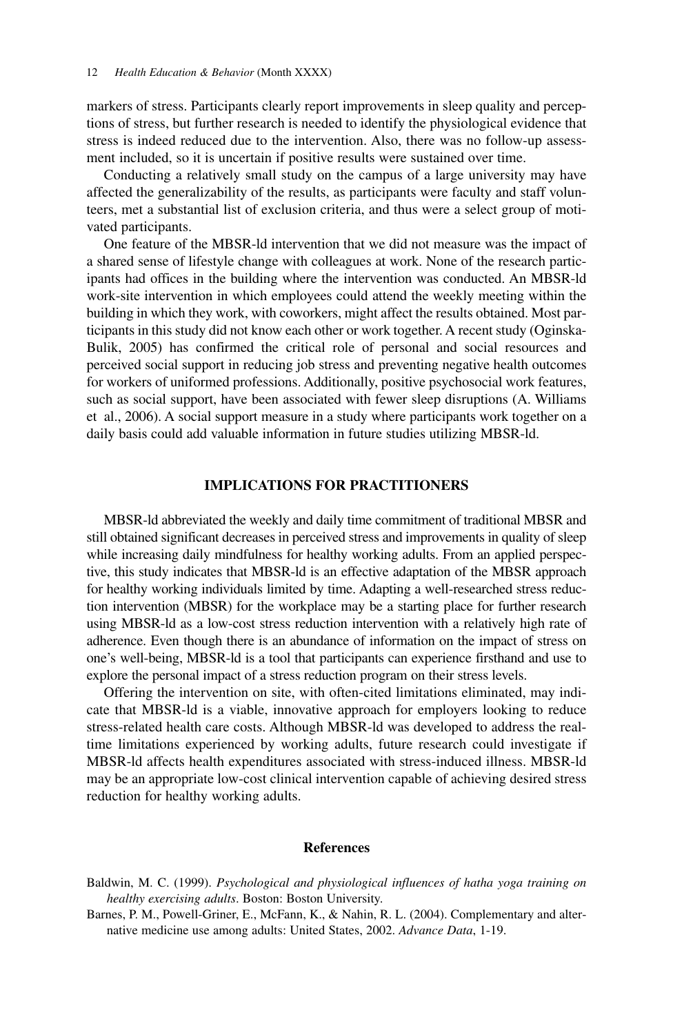markers of stress. Participants clearly report improvements in sleep quality and perceptions of stress, but further research is needed to identify the physiological evidence that stress is indeed reduced due to the intervention. Also, there was no follow-up assessment included, so it is uncertain if positive results were sustained over time.

Conducting a relatively small study on the campus of a large university may have affected the generalizability of the results, as participants were faculty and staff volunteers, met a substantial list of exclusion criteria, and thus were a select group of motivated participants.

One feature of the MBSR-ld intervention that we did not measure was the impact of a shared sense of lifestyle change with colleagues at work. None of the research participants had offices in the building where the intervention was conducted. An MBSR-ld work-site intervention in which employees could attend the weekly meeting within the building in which they work, with coworkers, might affect the results obtained. Most participants in this study did not know each other or work together. A recent study (Oginska-Bulik, 2005) has confirmed the critical role of personal and social resources and perceived social support in reducing job stress and preventing negative health outcomes for workers of uniformed professions. Additionally, positive psychosocial work features, such as social support, have been associated with fewer sleep disruptions (A. Williams et al., 2006). A social support measure in a study where participants work together on a daily basis could add valuable information in future studies utilizing MBSR-ld.

## IMPLICATIONS FOR PRACTITIONERS

MBSR-ld abbreviated the weekly and daily time commitment of traditional MBSR and still obtained significant decreases in perceived stress and improvements in quality of sleep while increasing daily mindfulness for healthy working adults. From an applied perspective, this study indicates that MBSR-ld is an effective adaptation of the MBSR approach for healthy working individuals limited by time. Adapting a well-researched stress reduction intervention (MBSR) for the workplace may be a starting place for further research using MBSR-ld as a low-cost stress reduction intervention with a relatively high rate of adherence. Even though there is an abundance of information on the impact of stress on one's well-being, MBSR-ld is a tool that participants can experience firsthand and use to explore the personal impact of a stress reduction program on their stress levels.

Offering the intervention on site, with often-cited limitations eliminated, may indicate that MBSR-ld is a viable, innovative approach for employers looking to reduce stress-related health care costs. Although MBSR-ld was developed to address the real-time limitations experienced by working adults, future research could investigate if MBSR-ld affects health expenditures associated with stress-induced illness. MBSR-ld may be an appropriate low-cost clinical intervention capable of achieving desired stress reduction for healthy working adults.

### References

Baldwin, M. C. (1999). *Psychological and physiological influences of hatha yoga training on healthy exercising adults*. Boston: Boston University.

Barnes, P. M., Powell-Griner, E., McFann, K., & Nahin, R. L. (2004). Complementary and alternative medicine use among adults: United States, 2002. *Advance Data*, 1-19.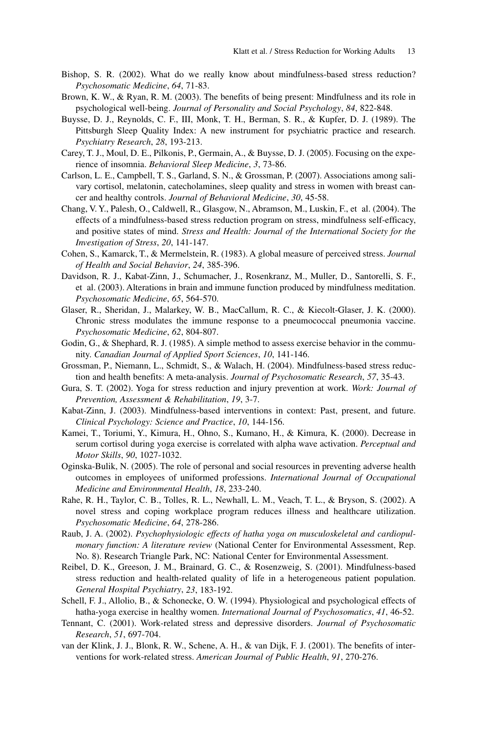Bishop, S. R. (2002). What do we really know about mindfulness-based stress reduction? *Psychosomatic Medicine*, *64*, 71-83.

Brown, K. W., & Ryan, R. M. (2003). The benefits of being present: Mindfulness and its role in psychological well-being. *Journal of Personality and Social Psychology*, *84*, 822-848.

Buysse, D. J., Reynolds, C. F., III, Monk, T. H., Berman, S. R., & Kupfer, D. J. (1989). The Pittsburgh Sleep Quality Index: A new instrument for psychiatric practice and research. *Psychiatry Research*, *28*, 193-213.

Carey, T. J., Moul, D. E., Pilkonis, P., Germain, A., & Buysse, D. J. (2005). Focusing on the experience of insomnia. *Behavioral Sleep Medicine*, *3*, 73-86.

Carlson, L. E., Campbell, T. S., Garland, S. N., & Grossman, P. (2007). Associations among salivary cortisol, melatonin, catecholamines, sleep quality and stress in women with breast cancer and healthy controls. *Journal of Behavioral Medicine*, *30*, 45-58.

Chang, V. Y., Palesh, O., Caldwell, R., Glasgow, N., Abramson, M., Luskin, F., et al. (2004). The effects of a mindfulness-based stress reduction program on stress, mindfulness self-efficacy, and positive states of mind. *Stress and Health: Journal of the International Society for the Investigation of Stress*, *20*, 141-147.

Cohen, S., Kamarck, T., & Mermelstein, R. (1983). A global measure of perceived stress. *Journal of Health and Social Behavior*, *24*, 385-396.

Davidson, R. J., Kabat-Zinn, J., Schumacher, J., Rosenkranz, M., Muller, D., Santorelli, S. F., et al. (2003). Alterations in brain and immune function produced by mindfulness meditation. *Psychosomatic Medicine*, *65*, 564-570.

Glaser, R., Sheridan, J., Malarkey, W. B., MacCallum, R. C., & Kiecolt-Glaser, J. K. (2000). Chronic stress modulates the immune response to a pneumococcal pneumonia vaccine. *Psychosomatic Medicine*, *62*, 804-807.

Godin, G., & Shephard, R. J. (1985). A simple method to assess exercise behavior in the community. *Canadian Journal of Applied Sport Sciences*, *10*, 141-146.

Grossman, P., Niemann, L., Schmidt, S., & Walach, H. (2004). Mindfulness-based stress reduction and health benefits: A meta-analysis. *Journal of Psychosomatic Research*, *57*, 35-43.

Gura, S. T. (2002). Yoga for stress reduction and injury prevention at work. *Work: Journal of Prevention, Assessment & Rehabilitation*, *19*, 3-7.

Kabat-Zinn, J. (2003). Mindfulness-based interventions in context: Past, present, and future. *Clinical Psychology: Science and Practice*, *10*, 144-156.

Kamei, T., Toriumi, Y., Kimura, H., Ohno, S., Kumano, H., & Kimura, K. (2000). Decrease in serum cortisol during yoga exercise is correlated with alpha wave activation. *Perceptual and Motor Skills*, *90*, 1027-1032.

Oginska-Bulik, N. (2005). The role of personal and social resources in preventing adverse health outcomes in employees of uniformed professions. *International Journal of Occupational Medicine and Environmental Health*, *18*, 233-240.

Rahe, R. H., Taylor, C. B., Tolles, R. L., Newhall, L. M., Veach, T. L., & Bryson, S. (2002). A novel stress and coping workplace program reduces illness and healthcare utilization. *Psychosomatic Medicine*, *64*, 278-286.

Raub, J. A. (2002). *Psychophysiologic effects of hatha yoga on musculoskeletal and cardiopulmonary function: A literature review* (National Center for Environmental Assessment, Rep. No. 8). Research Triangle Park, NC: National Center for Environmental Assessment.

Reibel, D. K., Greeson, J. M., Brainard, G. C., & Rosenzweig, S. (2001). Mindfulness-based stress reduction and health-related quality of life in a heterogeneous patient population. *General Hospital Psychiatry*, *23*, 183-192.

Schell, F. J., Allolio, B., & Schonecke, O. W. (1994). Physiological and psychological effects of hatha-yoga exercise in healthy women. *International Journal of Psychosomatics*, *41*, 46-52.

Tennant, C. (2001). Work-related stress and depressive disorders. *Journal of Psychosomatic Research*, *51*, 697-704.

van der Klink, J. J., Blonk, R. W., Schene, A. H., & van Dijk, F. J. (2001). The benefits of interventions for work-related stress. *American Journal of Public Health*, *91*, 270-276.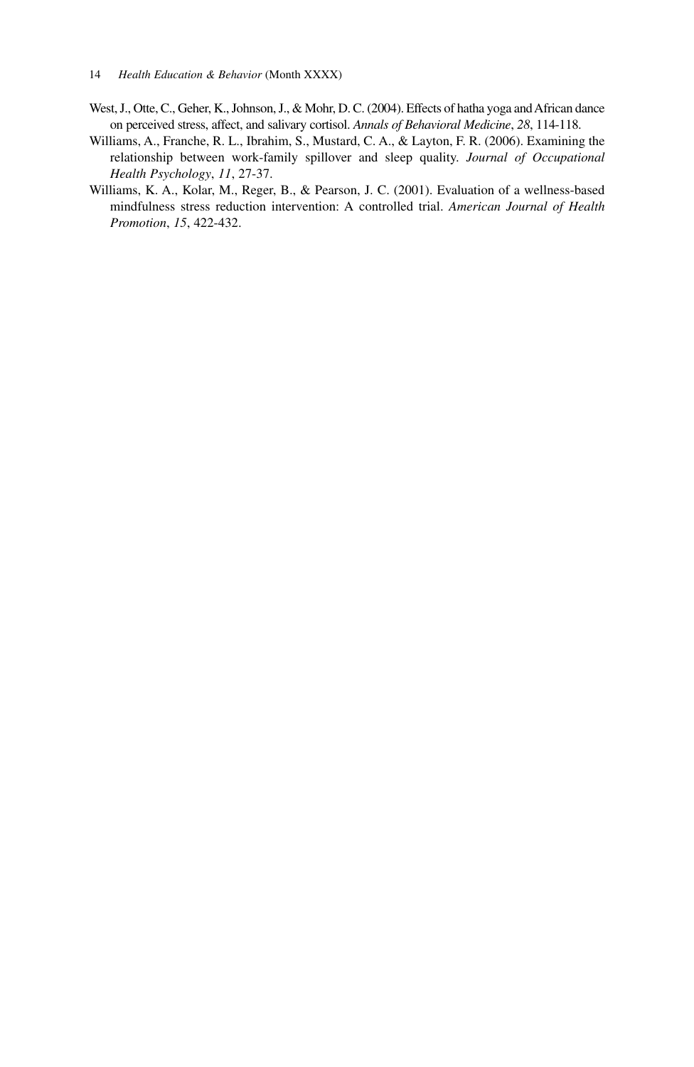West, J., Otte, C., Geher, K., Johnson, J., & Mohr, D. C. (2004). Effects of hatha yoga and African dance on perceived stress, affect, and salivary cortisol. *Annals of Behavioral Medicine*, *28*, 114-118.

Williams, A., Franche, R. L., Ibrahim, S., Mustard, C. A., & Layton, F. R. (2006). Examining the relationship between work-family spillover and sleep quality. *Journal of Occupational Health Psychology*, *11*, 27-37.

Williams, K. A., Kolar, M., Reger, B., & Pearson, J. C. (2001). Evaluation of a wellness-based mindfulness stress reduction intervention: A controlled trial. *American Journal of Health Promotion*, *15*, 422-432.